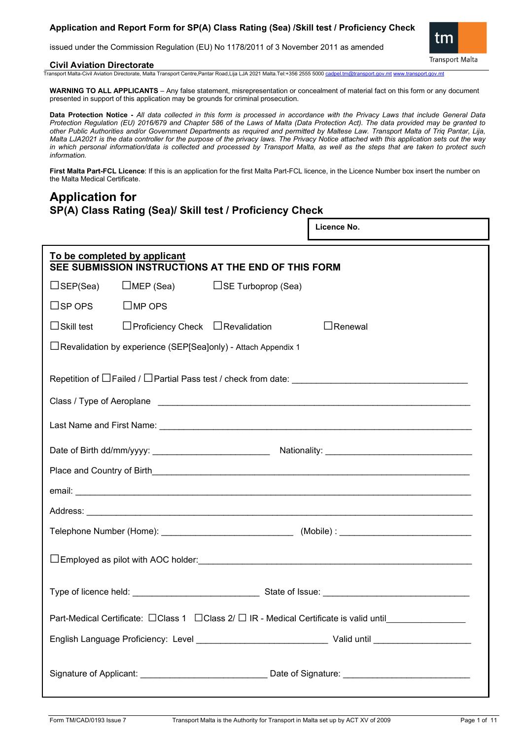**Application and Report Form for SP(A) Class Rating (Sea) /Skill test / Proficiency Check**

issued under the Commission Regulation (EU) No 1178/2011 of 3 November 2011 as amended

**Civil Aviation Directorate**

Transport Malta-Civil Aviation Directorate, Malta Transport Centre,Pantar Road,Lija LJA 2021 Malta.Tel:+356 2555 5000 cadpel.tm@transport.gov.mt www.transport.gov.mt

**WARNING TO ALL APPLICANTS** – Any false statement, misrepresentation or concealment of material fact on this form or any document presented in support of this application may be grounds for criminal prosecution.

**Data Protection Notice -** *All data collected in this form is processed in accordance with the Privacy Laws that include General Data Protection Regulation (EU) 2016/679 and Chapter 586 of the Laws of Malta (Data Protection Act). The data provided may be granted to other Public Authorities and/or Government Departments as required and permitted by Maltese Law. Transport Malta of Triq Pantar, Lija, Malta LJA2021 is the data controller for the purpose of the privacy laws. The Privacy Notice attached with this application sets out the way in which personal information/data is collected and processed by Transport Malta, as well as the steps that are taken to protect such information.*

**First Malta Part-FCL Licence**: If this is an application for the first Malta Part-FCL licence, in the Licence Number box insert the number on the Malta Medical Certificate.

# Application for
## SP(A) Class Rating (Sea)/ Skill test / Proficiency Check

**Licence No.**

**To be completed by applicant**
**SEE SUBMISSION INSTRUCTIONS AT THE END OF THIS FORM**

☐SEP(Sea) ☐MEP (Sea) ☐SE Turboprop (Sea)

☐SP OPS ☐MP OPS

☐Skill test ☐Proficiency Check ☐Revalidation ☐Renewal

☐Revalidation by experience (SEP[Sea]only) - Attach Appendix 1

Repetition of ☐Failed / ☐Partial Pass test / check from date: ____________________

Class / Type of Aeroplane ____________________

Last Name and First Name: ____________________

Date of Birth dd/mm/yyyy: ____________________ Nationality: ____________________

Place and Country of Birth____________________

email: ____________________

Address: ____________________

Telephone Number (Home): ____________________ (Mobile) : ____________________

☐Employed as pilot with AOC holder:____________________

Type of licence held: ____________________ State of Issue: ____________________

Part-Medical Certificate: ☐Class 1 ☐Class 2/ ☐ IR - Medical Certificate is valid until____________________

English Language Proficiency: Level ____________________ Valid until ____________________

Signature of Applicant: ____________________ Date of Signature: ____________________

Form TM/CAD/0193 Issue 7 Transport Malta is the Authority for Transport in Malta set up by ACT XV of 2009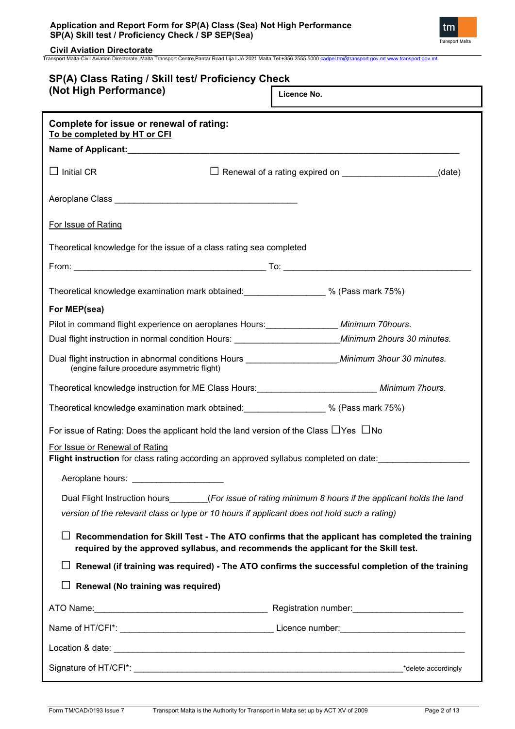## SP(A) Class Rating / Skill test/ Proficiency Check (Not High Performance)

**Licence No.**

### Complete for issue or renewal of rating:

**To be completed by HT or CFI**

**Name of Applicant:**______________________________________________

☐ Initial CR ☐ Renewal of a rating expired on ___________________(date)

Aeroplane Class ____________________________________

For Issue of Rating

Theoretical knowledge for the issue of a class rating sea completed

From: ______________________________________ To: ______________________________________

Theoretical knowledge examination mark obtained:________________ % (Pass mark 75%)

**For MEP(sea)**

Pilot in command flight experience on aeroplanes Hours:______________ *Minimum 70hours.*

Dual flight instruction in normal condition Hours: ____________________*Minimum 2hours 30 minutes.*

Dual flight instruction in abnormal conditions Hours __________________*Minimum 3hour 30 minutes.*
(engine failure procedure asymmetric flight)

Theoretical knowledge instruction for ME Class Hours:_______________________ *Minimum 7hours.*

Theoretical knowledge examination mark obtained:________________ % (Pass mark 75%)

For issue of Rating: Does the applicant hold the land version of the Class ☐Yes ☐No

For Issue or Renewal of Rating

**Flight instruction** for class rating according an approved syllabus completed on date:__________________

Aeroplane hours: __________________

Dual Flight Instruction hours_______(*For issue of rating minimum 8 hours if the applicant holds the land version of the relevant class or type or 10 hours if applicant does not hold such a rating)*

☐ **Recommendation for Skill Test - The ATO confirms that the applicant has completed the training required by the approved syllabus, and recommends the applicant for the Skill test.**

☐ **Renewal (if training was required) - The ATO confirms the successful completion of the training**

☐ **Renewal (No training was required)**

ATO Name:__________________________________ Registration number:______________________

Name of HT/CFI*: ______________________________ Licence number:________________________

Location & date: ______________________________________________________________________

Signature of HT/CFI*: ____________________________________________________ *delete accordingly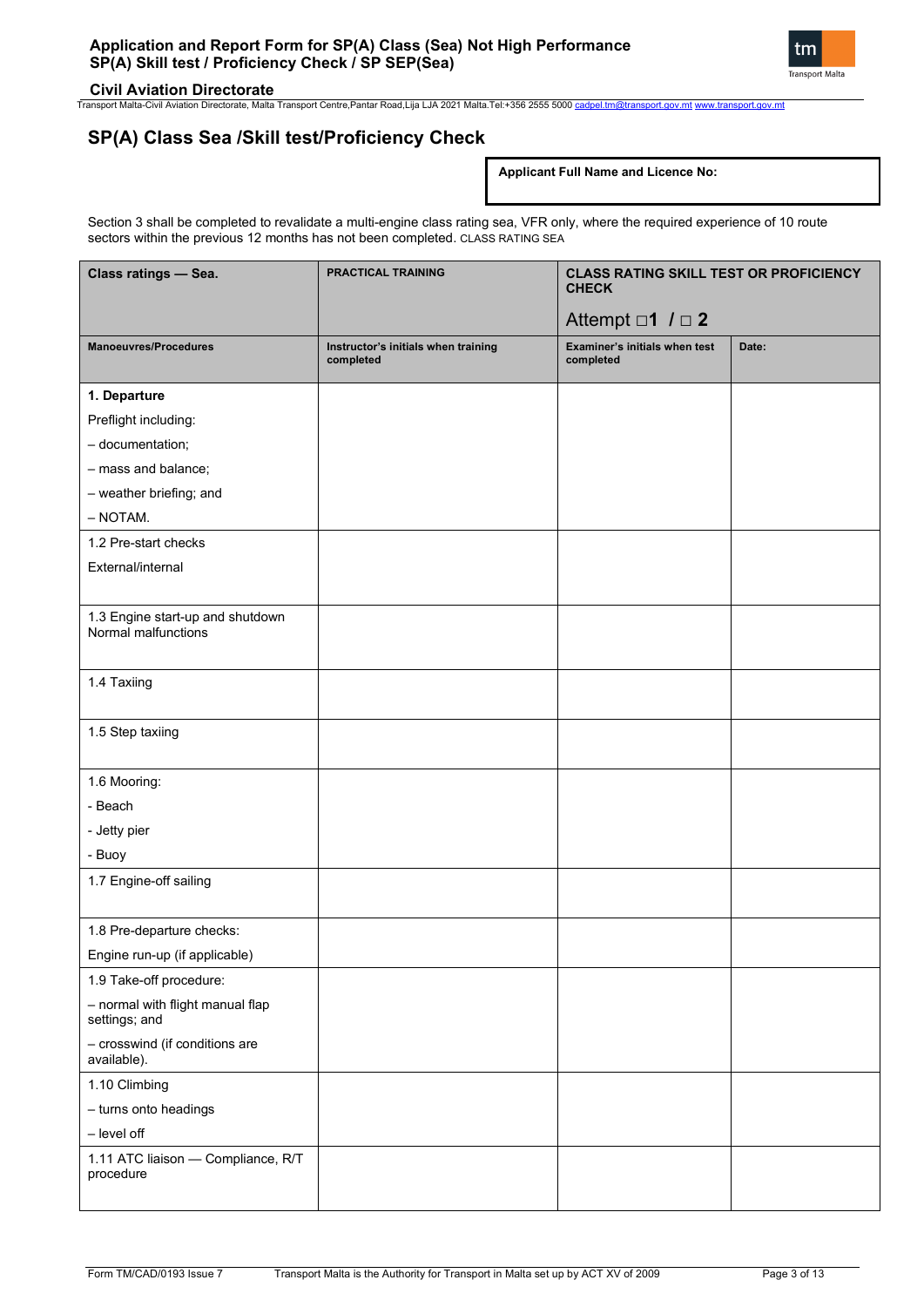## SP(A) Class Sea /Skill test/Proficiency Check

**Applicant Full Name and Licence No:**

Section 3 shall be completed to revalidate a multi-engine class rating sea, VFR only, where the required experience of 10 route sectors within the previous 12 months has not been completed. CLASS RATING SEA

| **Class ratings — Sea.** | **PRACTICAL TRAINING** | **CLASS RATING SKILL TEST OR PROFICIENCY CHECK** Attempt □**1** / □ **2** | |
|---|---|---|---|
| **Manoeuvres/Procedures** | **Instructor's initials when training completed** | **Examiner's initials when test completed** | **Date:** |
| **1. Departure** Preflight including: – documentation; – mass and balance; – weather briefing; and – NOTAM. | | | |
| 1.2 Pre-start checks External/internal | | | |
| 1.3 Engine start-up and shutdown Normal malfunctions | | | |
| 1.4 Taxiing | | | |
| 1.5 Step taxiing | | | |
| 1.6 Mooring: - Beach - Jetty pier - Buoy | | | |
| 1.7 Engine-off sailing | | | |
| 1.8 Pre-departure checks: Engine run-up (if applicable) | | | |
| 1.9 Take-off procedure: – normal with flight manual flap settings; and – crosswind (if conditions are available). | | | |
| 1.10 Climbing – turns onto headings – level off | | | |
| 1.11 ATC liaison — Compliance, R/T procedure | | | |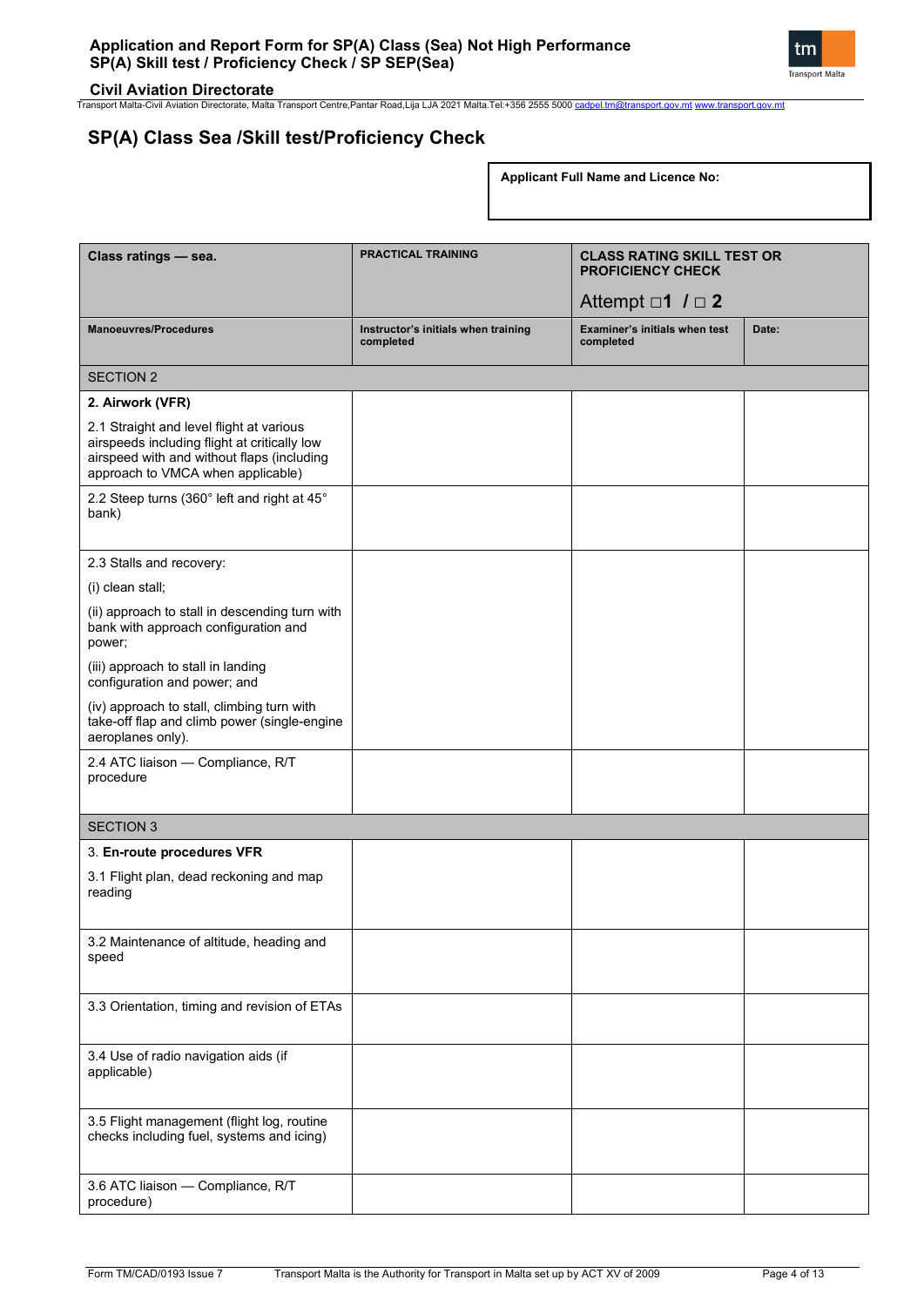## SP(A) Class Sea /Skill test/Proficiency Check

| Applicant Full Name and Licence No: |
|---|
| |

| Class ratings — sea. | PRACTICAL TRAINING | CLASS RATING SKILL TEST OR PROFICIENCY CHECK Attempt □1 / □ 2 | |
|---|---|---|---|
| **Manoeuvres/Procedures** | **Instructor's initials when training completed** | **Examiner's initials when test completed** | **Date:** |
| SECTION 2 | | | |
| **2. Airwork (VFR)** 2.1 Straight and level flight at various airspeeds including flight at critically low airspeed with and without flaps (including approach to VMCA when applicable) | | | |
| 2.2 Steep turns (360° left and right at 45° bank) | | | |
| 2.3 Stalls and recovery: (i) clean stall; (ii) approach to stall in descending turn with bank with approach configuration and power; (iii) approach to stall in landing configuration and power; and (iv) approach to stall, climbing turn with take-off flap and climb power (single-engine aeroplanes only). | | | |
| 2.4 ATC liaison — Compliance, R/T procedure | | | |
| SECTION 3 | | | |
| 3. **En-route procedures VFR** 3.1 Flight plan, dead reckoning and map reading | | | |
| 3.2 Maintenance of altitude, heading and speed | | | |
| 3.3 Orientation, timing and revision of ETAs | | | |
| 3.4 Use of radio navigation aids (if applicable) | | | |
| 3.5 Flight management (flight log, routine checks including fuel, systems and icing) | | | |
| 3.6 ATC liaison — Compliance, R/T procedure) | | | |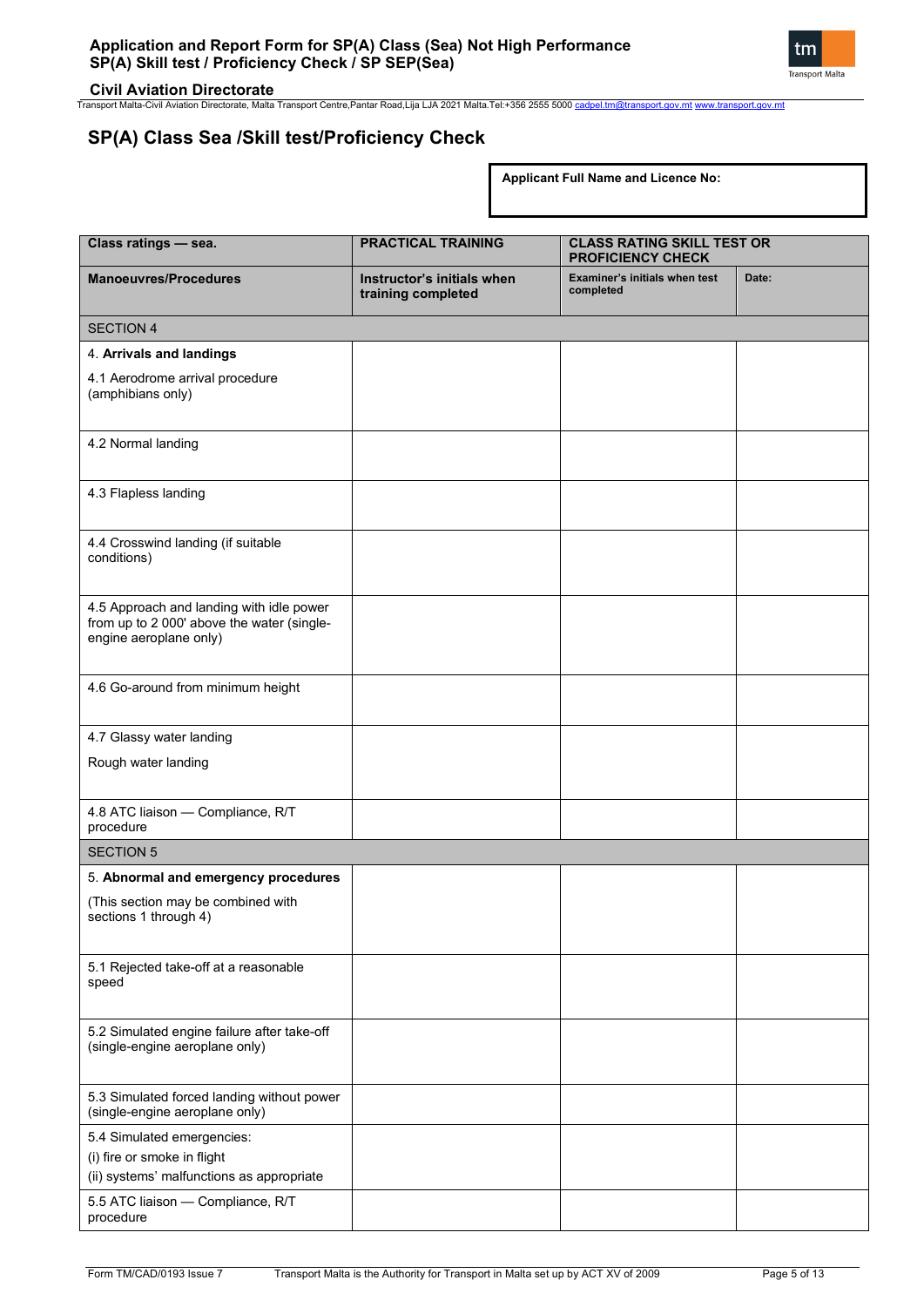## SP(A) Class Sea /Skill test/Proficiency Check

| Applicant Full Name and Licence No: |
|---|
| |

| Class ratings — sea. | PRACTICAL TRAINING | CLASS RATING SKILL TEST OR PROFICIENCY CHECK | |
|---|---|---|---|
| **Manoeuvres/Procedures** | **Instructor's initials when training completed** | **Examiner's initials when test completed** | **Date:** |
| SECTION 4 | | | |
| 4. **Arrivals and landings**<br>4.1 Aerodrome arrival procedure (amphibians only) | | | |
| 4.2 Normal landing | | | |
| 4.3 Flapless landing | | | |
| 4.4 Crosswind landing (if suitable conditions) | | | |
| 4.5 Approach and landing with idle power from up to 2 000' above the water (single-engine aeroplane only) | | | |
| 4.6 Go-around from minimum height | | | |
| 4.7 Glassy water landing<br>Rough water landing | | | |
| 4.8 ATC liaison — Compliance, R/T procedure | | | |
| SECTION 5 | | | |
| 5. **Abnormal and emergency procedures**<br>(This section may be combined with sections 1 through 4) | | | |
| 5.1 Rejected take-off at a reasonable speed | | | |
| 5.2 Simulated engine failure after take-off (single-engine aeroplane only) | | | |
| 5.3 Simulated forced landing without power (single-engine aeroplane only) | | | |
| 5.4 Simulated emergencies:<br>(i) fire or smoke in flight<br>(ii) systems' malfunctions as appropriate | | | |
| 5.5 ATC liaison — Compliance, R/T procedure | | | |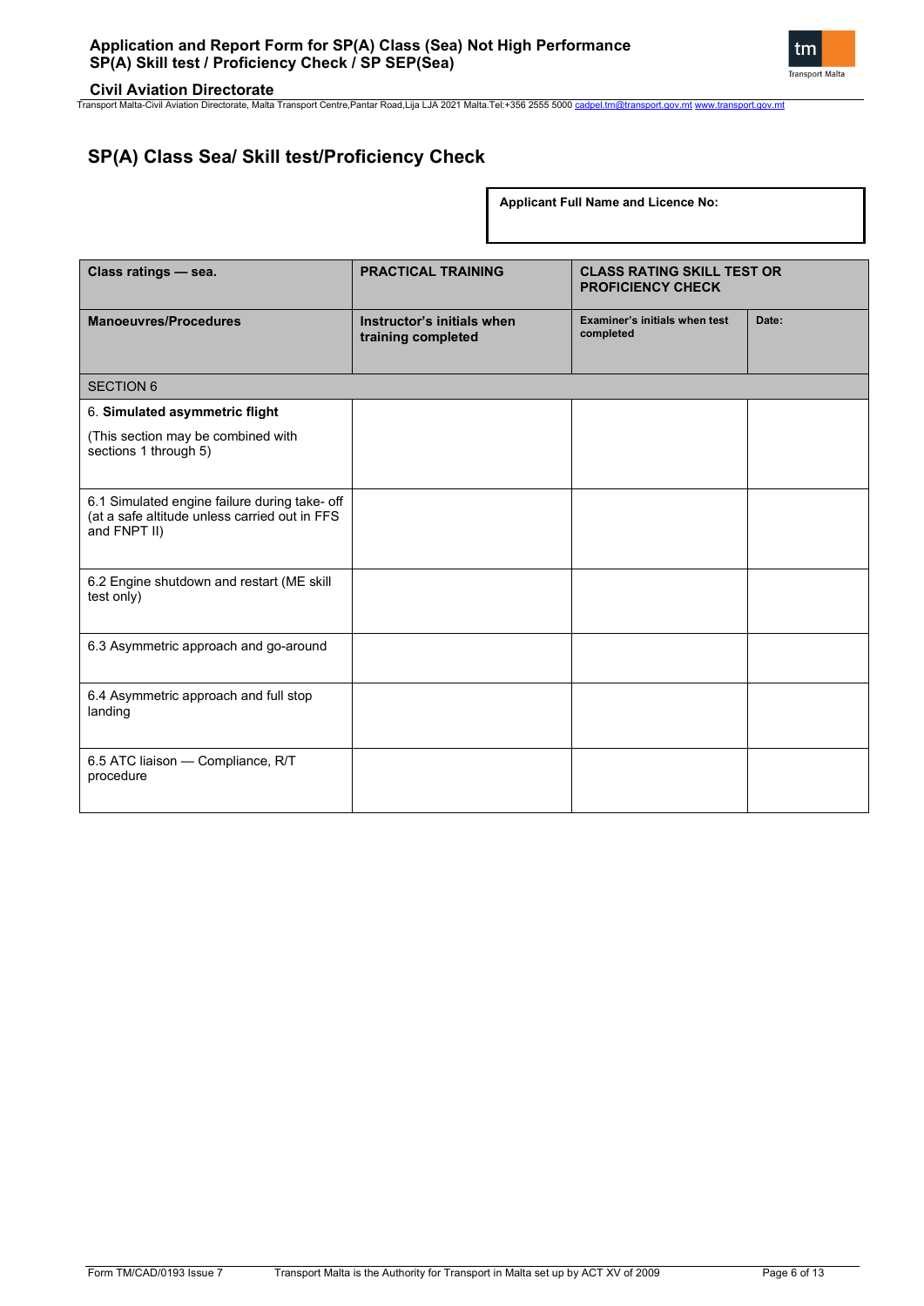## SP(A) Class Sea/ Skill test/Proficiency Check

| **Applicant Full Name and Licence No:** |
|---|
| |

| **Class ratings — sea.** | **PRACTICAL TRAINING** | **CLASS RATING SKILL TEST OR PROFICIENCY CHECK** | |
|---|---|---|---|
| **Manoeuvres/Procedures** | **Instructor's initials when training completed** | **Examiner's initials when test completed** | **Date:** |
| SECTION 6 | | | |
| 6. **Simulated asymmetric flight** (This section may be combined with sections 1 through 5) | | | |
| 6.1 Simulated engine failure during take- off (at a safe altitude unless carried out in FFS and FNPT II) | | | |
| 6.2 Engine shutdown and restart (ME skill test only) | | | |
| 6.3 Asymmetric approach and go-around | | | |
| 6.4 Asymmetric approach and full stop landing | | | |
| 6.5 ATC liaison — Compliance, R/T procedure | | | |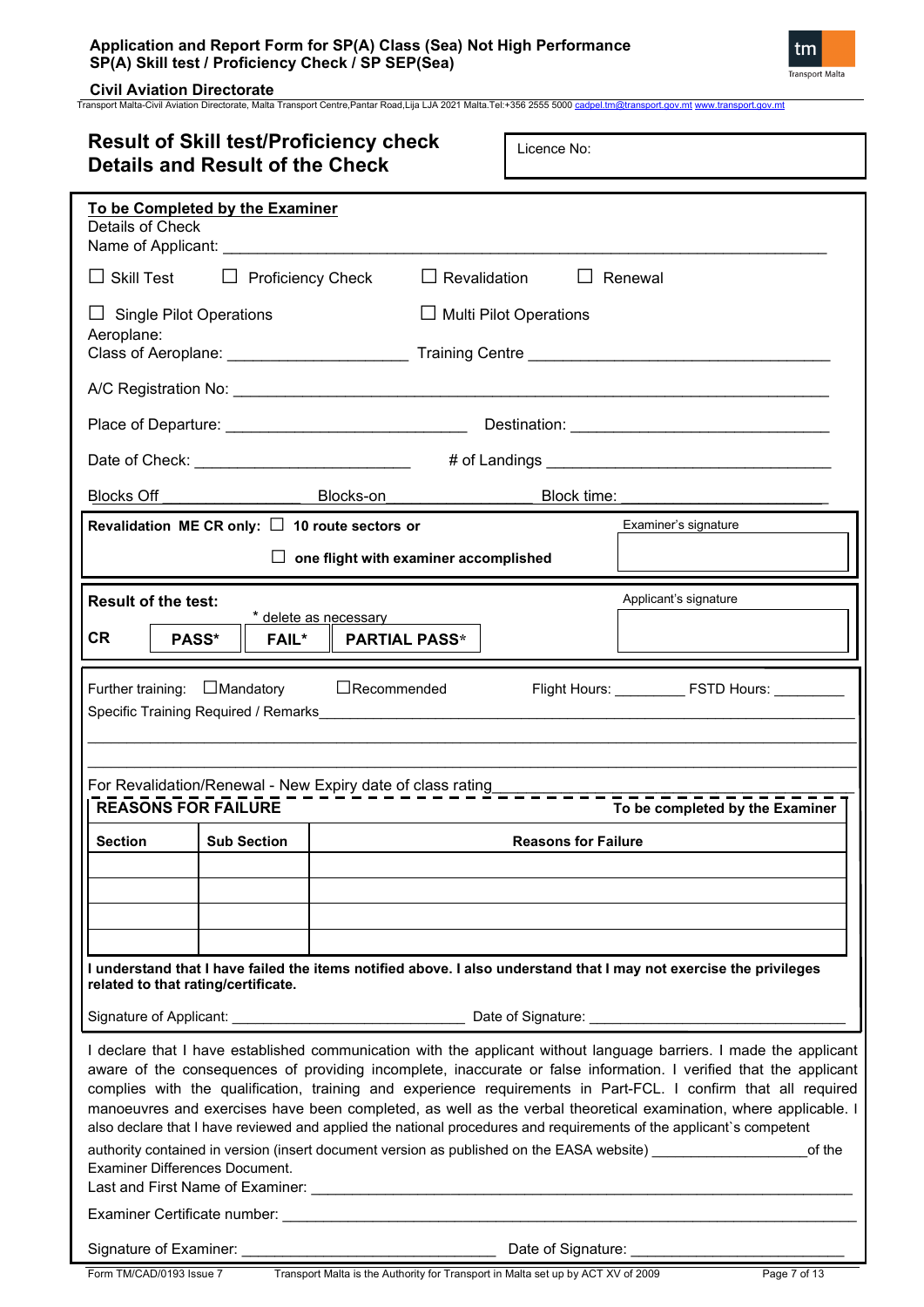## Result of Skill test/Proficiency check Details and Result of the Check

Licence No:

**To be Completed by the Examiner**

Details of Check

Name of Applicant: ______________________________________________

☐ Skill Test ☐ Proficiency Check ☐ Revalidation ☐ Renewal

☐ Single Pilot Operations ☐ Multi Pilot Operations

Aeroplane:

Class of Aeroplane: ____________________ Training Centre ______________________________

A/C Registration No: ______________________________________________

Place of Departure: __________________________ Destination: ____________________________

Date of Check: ________________________ # of Landings ________________________________

Blocks Off ________________ Blocks-on________________ Block time: ________________________

**Revalidation ME CR only:** ☐ **10 route sectors or**

☐ **one flight with examiner accomplished**

Examiner's signature

**Result of the test:**

\* delete as necessary

| **CR** | **PASS\*** | **FAIL\*** | **PARTIAL PASS\*** |
|---|---|---|---|

Applicant's signature

Further training: ☐Mandatory ☐Recommended Flight Hours: _________ FSTD Hours: _________

Specific Training Required / Remarks______________________________________________

For Revalidation/Renewal - New Expiry date of class rating______________________________

**REASONS FOR FAILURE** **To be completed by the Examiner**

| Section | Sub Section | Reasons for Failure |
|---|---|---|
| | | |
| | | |
| | | |
| | | |

**I understand that I have failed the items notified above. I also understand that I may not exercise the privileges related to that rating/certificate.**

Signature of Applicant: ___________________________ Date of Signature: ______________________________

I declare that I have established communication with the applicant without language barriers. I made the applicant aware of the consequences of providing incomplete, inaccurate or false information. I verified that the applicant complies with the qualification, training and experience requirements in Part-FCL. I confirm that all required manoeuvres and exercises have been completed, as well as the verbal theoretical examination, where applicable. I also declare that I have reviewed and applied the national procedures and requirements of the applicant`s competent authority contained in version (insert document version as published on the EASA website) ___________________of the Examiner Differences Document.

Last and First Name of Examiner: ______________________________________________

Examiner Certificate number: ______________________________________________

Signature of Examiner: ______________________________ Date of Signature: __________________________

Form TM/CAD/0193 Issue 7 Transport Malta is the Authority for Transport in Malta set up by ACT XV of 2009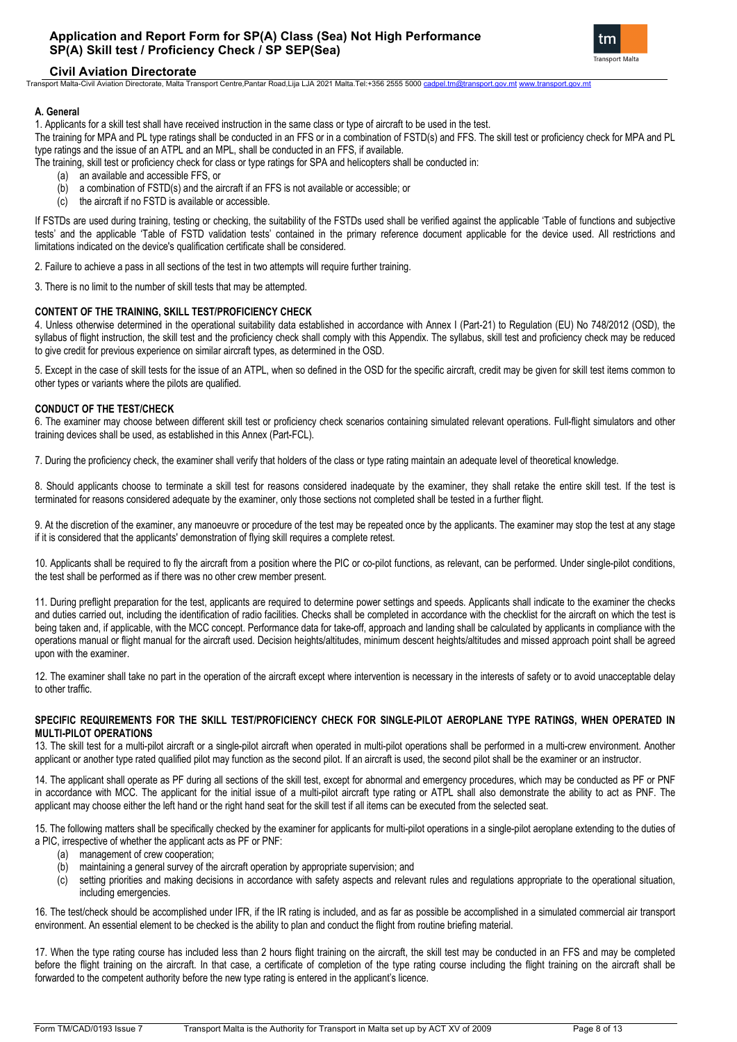### A. General

1. Applicants for a skill test shall have received instruction in the same class or type of aircraft to be used in the test.

The training for MPA and PL type ratings shall be conducted in an FFS or in a combination of FSTD(s) and FFS. The skill test or proficiency check for MPA and PL type ratings and the issue of an ATPL and an MPL, shall be conducted in an FFS, if available.

The training, skill test or proficiency check for class or type ratings for SPA and helicopters shall be conducted in:

(a) an available and accessible FFS, or
(b) a combination of FSTD(s) and the aircraft if an FFS is not available or accessible; or
(c) the aircraft if no FSTD is available or accessible.

If FSTDs are used during training, testing or checking, the suitability of the FSTDs used shall be verified against the applicable 'Table of functions and subjective tests' and the applicable 'Table of FSTD validation tests' contained in the primary reference document applicable for the device used. All restrictions and limitations indicated on the device's qualification certificate shall be considered.

2. Failure to achieve a pass in all sections of the test in two attempts will require further training.

3. There is no limit to the number of skill tests that may be attempted.

### CONTENT OF THE TRAINING, SKILL TEST/PROFICIENCY CHECK

4. Unless otherwise determined in the operational suitability data established in accordance with Annex I (Part-21) to Regulation (EU) No 748/2012 (OSD), the syllabus of flight instruction, the skill test and the proficiency check shall comply with this Appendix. The syllabus, skill test and proficiency check may be reduced to give credit for previous experience on similar aircraft types, as determined in the OSD.

5. Except in the case of skill tests for the issue of an ATPL, when so defined in the OSD for the specific aircraft, credit may be given for skill test items common to other types or variants where the pilots are qualified.

### CONDUCT OF THE TEST/CHECK

6. The examiner may choose between different skill test or proficiency check scenarios containing simulated relevant operations. Full-flight simulators and other training devices shall be used, as established in this Annex (Part-FCL).

7. During the proficiency check, the examiner shall verify that holders of the class or type rating maintain an adequate level of theoretical knowledge.

8. Should applicants choose to terminate a skill test for reasons considered inadequate by the examiner, they shall retake the entire skill test. If the test is terminated for reasons considered adequate by the examiner, only those sections not completed shall be tested in a further flight.

9. At the discretion of the examiner, any manoeuvre or procedure of the test may be repeated once by the applicants. The examiner may stop the test at any stage if it is considered that the applicants' demonstration of flying skill requires a complete retest.

10. Applicants shall be required to fly the aircraft from a position where the PIC or co-pilot functions, as relevant, can be performed. Under single-pilot conditions, the test shall be performed as if there was no other crew member present.

11. During preflight preparation for the test, applicants are required to determine power settings and speeds. Applicants shall indicate to the examiner the checks and duties carried out, including the identification of radio facilities. Checks shall be completed in accordance with the checklist for the aircraft on which the test is being taken and, if applicable, with the MCC concept. Performance data for take-off, approach and landing shall be calculated by applicants in compliance with the operations manual or flight manual for the aircraft used. Decision heights/altitudes, minimum descent heights/altitudes and missed approach point shall be agreed upon with the examiner.

12. The examiner shall take no part in the operation of the aircraft except where intervention is necessary in the interests of safety or to avoid unacceptable delay to other traffic.

### SPECIFIC REQUIREMENTS FOR THE SKILL TEST/PROFICIENCY CHECK FOR SINGLE-PILOT AEROPLANE TYPE RATINGS, WHEN OPERATED IN MULTI-PILOT OPERATIONS

13. The skill test for a multi-pilot aircraft or a single-pilot aircraft when operated in multi-pilot operations shall be performed in a multi-crew environment. Another applicant or another type rated qualified pilot may function as the second pilot. If an aircraft is used, the second pilot shall be the examiner or an instructor.

14. The applicant shall operate as PF during all sections of the skill test, except for abnormal and emergency procedures, which may be conducted as PF or PNF in accordance with MCC. The applicant for the initial issue of a multi-pilot aircraft type rating or ATPL shall also demonstrate the ability to act as PNF. The applicant may choose either the left hand or the right hand seat for the skill test if all items can be executed from the selected seat.

15. The following matters shall be specifically checked by the examiner for applicants for multi-pilot operations in a single-pilot aeroplane extending to the duties of a PIC, irrespective of whether the applicant acts as PF or PNF:

(a) management of crew cooperation;
(b) maintaining a general survey of the aircraft operation by appropriate supervision; and
(c) setting priorities and making decisions in accordance with safety aspects and relevant rules and regulations appropriate to the operational situation, including emergencies.

16. The test/check should be accomplished under IFR, if the IR rating is included, and as far as possible be accomplished in a simulated commercial air transport environment. An essential element to be checked is the ability to plan and conduct the flight from routine briefing material.

17. When the type rating course has included less than 2 hours flight training on the aircraft, the skill test may be conducted in an FFS and may be completed before the flight training on the aircraft. In that case, a certificate of completion of the type rating course including the flight training on the aircraft shall be forwarded to the competent authority before the new type rating is entered in the applicant's licence.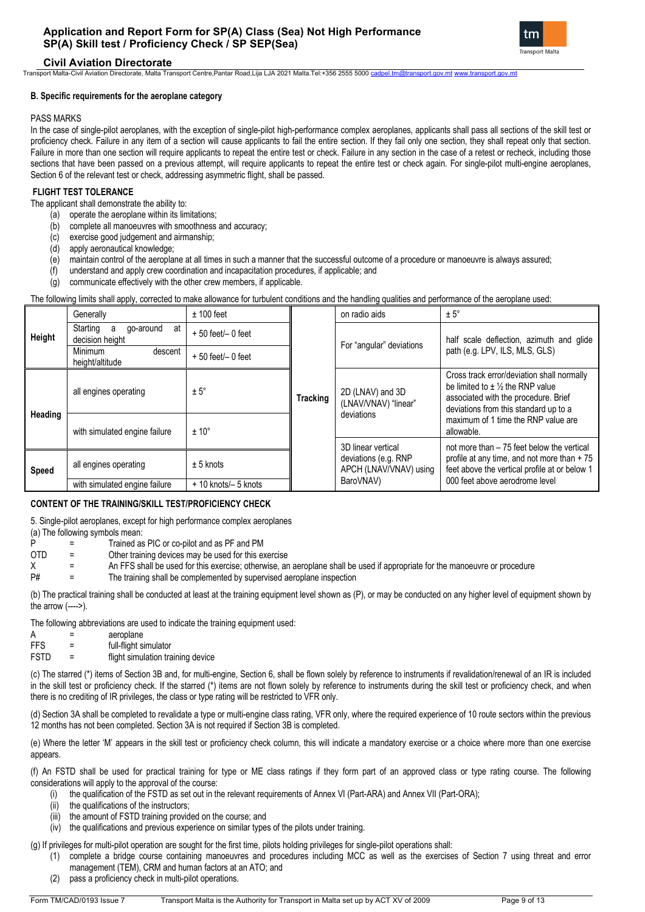## B. Specific requirements for the aeroplane category

PASS MARKS

In the case of single-pilot aeroplanes, with the exception of single-pilot high-performance complex aeroplanes, applicants shall pass all sections of the skill test or proficiency check. Failure in any item of a section will cause applicants to fail the entire section. If they fail only one section, they shall repeat only that section. Failure in more than one section will require applicants to repeat the entire test or check. Failure in any section in the case of a retest or recheck, including those sections that have been passed on a previous attempt, will require applicants to repeat the entire test or check again. For single-pilot multi-engine aeroplanes, Section 6 of the relevant test or check, addressing asymmetric flight, shall be passed.

**FLIGHT TEST TOLERANCE**

The applicant shall demonstrate the ability to:

(a) operate the aeroplane within its limitations;
(b) complete all manoeuvres with smoothness and accuracy;
(c) exercise good judgement and airmanship;
(d) apply aeronautical knowledge;
(e) maintain control of the aeroplane at all times in such a manner that the successful outcome of a procedure or manoeuvre is always assured;
(f) understand and apply crew coordination and incapacitation procedures, if applicable; and
(g) communicate effectively with the other crew members, if applicable.

The following limits shall apply, corrected to make allowance for turbulent conditions and the handling qualities and performance of the aeroplane used:

| | | | | | |
|---|---|---|---|---|---|
| **Height** | Generally | ± 100 feet | **Tracking** | on radio aids | ± 5° |
| | Starting a go-around at decision height | + 50 feet/– 0 feet | | For "angular" deviations | half scale deflection, azimuth and glide path (e.g. LPV, ILS, MLS, GLS) |
| | Minimum descent height/altitude | + 50 feet/– 0 feet | | | |
| **Heading** | all engines operating | ± 5° | | 2D (LNAV) and 3D (LNAV/VNAV) "linear" deviations | Cross track error/deviation shall normally be limited to ± ½ the RNP value associated with the procedure. Brief deviations from this standard up to a maximum of 1 time the RNP value are allowable. |
| | with simulated engine failure | ± 10° | | | |
| **Speed** | all engines operating | ± 5 knots | | 3D linear vertical deviations (e.g. RNP APCH (LNAV/VNAV) using BaroVNAV) | not more than – 75 feet below the vertical profile at any time, and not more than + 75 feet above the vertical profile at or below 1 000 feet above aerodrome level |
| | with simulated engine failure | + 10 knots/– 5 knots | | | |

**CONTENT OF THE TRAINING/SKILL TEST/PROFICIENCY CHECK**

5. Single-pilot aeroplanes, except for high performance complex aeroplanes

(a) The following symbols mean:

P = Trained as PIC or co-pilot and as PF and PM
OTD = Other training devices may be used for this exercise
X = An FFS shall be used for this exercise; otherwise, an aeroplane shall be used if appropriate for the manoeuvre or procedure
P# = The training shall be complemented by supervised aeroplane inspection

(b) The practical training shall be conducted at least at the training equipment level shown as (P), or may be conducted on any higher level of equipment shown by the arrow (---->).

The following abbreviations are used to indicate the training equipment used:

A = aeroplane
FFS = full-flight simulator
FSTD = flight simulation training device

(c) The starred (*) items of Section 3B and, for multi-engine, Section 6, shall be flown solely by reference to instruments if revalidation/renewal of an IR is included in the skill test or proficiency check. If the starred (*) items are not flown solely by reference to instruments during the skill test or proficiency check, and when there is no crediting of IR privileges, the class or type rating will be restricted to VFR only.

(d) Section 3A shall be completed to revalidate a type or multi-engine class rating, VFR only, where the required experience of 10 route sectors within the previous 12 months has not been completed. Section 3A is not required if Section 3B is completed.

(e) Where the letter 'M' appears in the skill test or proficiency check column, this will indicate a mandatory exercise or a choice where more than one exercise appears.

(f) An FSTD shall be used for practical training for type or ME class ratings if they form part of an approved class or type rating course. The following considerations will apply to the approval of the course:

(i) the qualification of the FSTD as set out in the relevant requirements of Annex VI (Part-ARA) and Annex VII (Part-ORA);
(ii) the qualifications of the instructors;
(iii) the amount of FSTD training provided on the course; and
(iv) the qualifications and previous experience on similar types of the pilots under training.

(g) If privileges for multi-pilot operation are sought for the first time, pilots holding privileges for single-pilot operations shall:

(1) complete a bridge course containing manoeuvres and procedures including MCC as well as the exercises of Section 7 using threat and error management (TEM), CRM and human factors at an ATO; and
(2) pass a proficiency check in multi-pilot operations.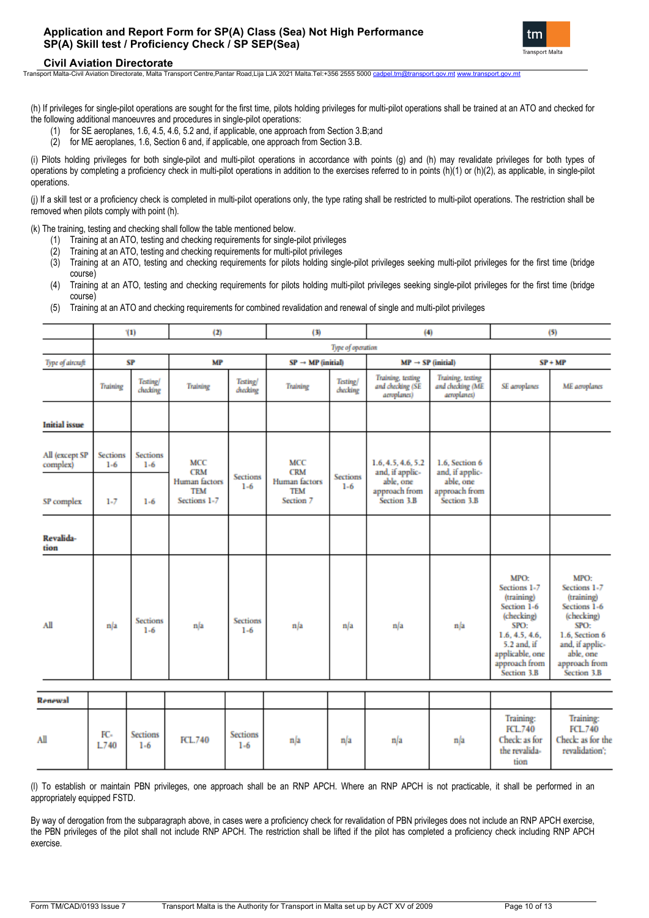(h) If privileges for single-pilot operations are sought for the first time, pilots holding privileges for multi-pilot operations shall be trained at an ATO and checked for the following additional manoeuvres and procedures in single-pilot operations:

1. for SE aeroplanes, 1.6, 4.5, 4.6, 5.2 and, if applicable, one approach from Section 3.B;and
2. for ME aeroplanes, 1.6, Section 6 and, if applicable, one approach from Section 3.B.

(i) Pilots holding privileges for both single-pilot and multi-pilot operations in accordance with points (g) and (h) may revalidate privileges for both types of operations by completing a proficiency check in multi-pilot operations in addition to the exercises referred to in points (h)(1) or (h)(2), as applicable, in single-pilot operations.

(j) If a skill test or a proficiency check is completed in multi-pilot operations only, the type rating shall be restricted to multi-pilot operations. The restriction shall be removed when pilots comply with point (h).

(k) The training, testing and checking shall follow the table mentioned below.

1. Training at an ATO, testing and checking requirements for single-pilot privileges
2. Training at an ATO, testing and checking requirements for multi-pilot privileges
3. Training at an ATO, testing and checking requirements for pilots holding single-pilot privileges seeking multi-pilot privileges for the first time (bridge course)
4. Training at an ATO, testing and checking requirements for pilots holding multi-pilot privileges seeking single-pilot privileges for the first time (bridge course)
5. Training at an ATO and checking requirements for combined revalidation and renewal of single and multi-pilot privileges

| | (1) | | (2) | | (3) | | (4) | | (5) | |
|---|---|---|---|---|---|---|---|---|---|---|
| | *Type of operation* | | | | | | | | | |
| *Type of aircraft* | **SP** | | **MP** | | **SP → MP (initial)** | | **MP → SP (initial)** | | **SP + MP** | |
| | *Training* | *Testing/ checking* | *Training* | *Testing/ checking* | *Training* | *Testing/ checking* | *Training, testing and checking (SE aeroplanes)* | *Training, testing and checking (ME aeroplanes)* | *SE aeroplanes* | *ME aeroplanes* |
| **Initial issue** | | | | | | | | | | |
| All (except SP complex) | Sections 1-6 | Sections 1-6 | MCC CRM Human factors TEM Sections 1-7 | Sections 1-6 | MCC CRM Human factors TEM Section 7 | Sections 1-6 | 1.6, 4.5, 4.6, 5.2 and, if applicable, one approach from Section 3.B | 1.6, Section 6 and, if applicable, one approach from Section 3.B | | |
| SP complex | 1-7 | 1-6 | | | | | | | | |
| **Revalidation** | | | | | | | | | | |
| All | n/a | Sections 1-6 | n/a | Sections 1-6 | n/a | n/a | n/a | n/a | MPO: Sections 1-7 (training) Section 1-6 (checking) SPO: 1.6, 4.5, 4.6, 5.2 and, if applicable, one approach from Section 3.B | MPO: Sections 1-7 (training) Sections 1-6 (checking) SPO: 1.6, Section 6 and, if applicable, one approach from Section 3.B |
| **Renewal** | | | | | | | | | | |
| All | FCL.740 | Sections 1-6 | FCL.740 | Sections 1-6 | n/a | n/a | n/a | n/a | Training: FCL.740 Check: as for the revalidation | Training: FCL.740 Check: as for the revalidation'; |

(l) To establish or maintain PBN privileges, one approach shall be an RNP APCH. Where an RNP APCH is not practicable, it shall be performed in an appropriately equipped FSTD.

By way of derogation from the subparagraph above, in cases were a proficiency check for revalidation of PBN privileges does not include an RNP APCH exercise, the PBN privileges of the pilot shall not include RNP APCH. The restriction shall be lifted if the pilot has completed a proficiency check including RNP APCH exercise.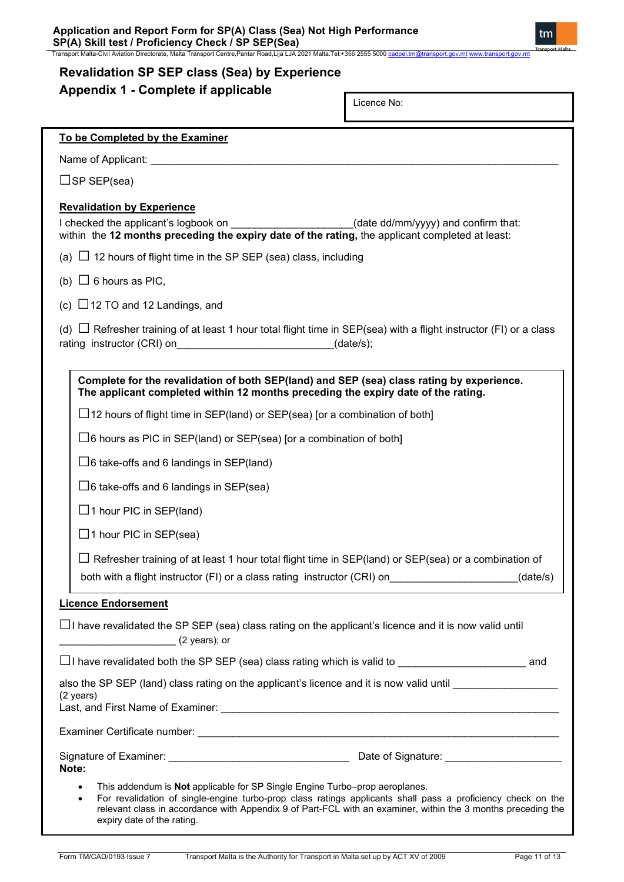## Revalidation SP SEP class (Sea) by Experience

## Appendix 1 - Complete if applicable

Licence No:

**To be Completed by the Examiner**

Name of Applicant: ______________________________________________________________________

☐SP SEP(sea)

**Revalidation by Experience**

I checked the applicant's logbook on ____________________(date dd/mm/yyyy) and confirm that: within the **12 months preceding the expiry date of the rating,** the applicant completed at least:

(a) ☐ 12 hours of flight time in the SP SEP (sea) class, including

(b) ☐ 6 hours as PIC,

(c) ☐12 TO and 12 Landings, and

(d) ☐ Refresher training of at least 1 hour total flight time in SEP(sea) with a flight instructor (FI) or a class rating instructor (CRI) on__________________________(date/s);

**Complete for the revalidation of both SEP(land) and SEP (sea) class rating by experience. The applicant completed within 12 months preceding the expiry date of the rating.**

☐12 hours of flight time in SEP(land) or SEP(sea) [or a combination of both]

☐6 hours as PIC in SEP(land) or SEP(sea) [or a combination of both]

☐6 take-offs and 6 landings in SEP(land)

☐6 take-offs and 6 landings in SEP(sea)

☐1 hour PIC in SEP(land)

☐1 hour PIC in SEP(sea)

☐ Refresher training of at least 1 hour total flight time in SEP(land) or SEP(sea) or a combination of both with a flight instructor (FI) or a class rating instructor (CRI) on____________________(date/s)

**Licence Endorsement**

☐I have revalidated the SP SEP (sea) class rating on the applicant's licence and it is now valid until ____________________ (2 years); or

☐I have revalidated both the SP SEP (sea) class rating which is valid to _____________________ and also the SP SEP (land) class rating on the applicant's licence and it is now valid until _________________ (2 years)

Last, and First Name of Examiner: ___________________________________________________________

Examiner Certificate number: ______________________________________________________________

Signature of Examiner: ______________________________ Date of Signature: ___________________

**Note:**

- This addendum is **Not** applicable for SP Single Engine Turbo–prop aeroplanes.
- For revalidation of single-engine turbo-prop class ratings applicants shall pass a proficiency check on the relevant class in accordance with Appendix 9 of Part-FCL with an examiner, within the 3 months preceding the expiry date of the rating.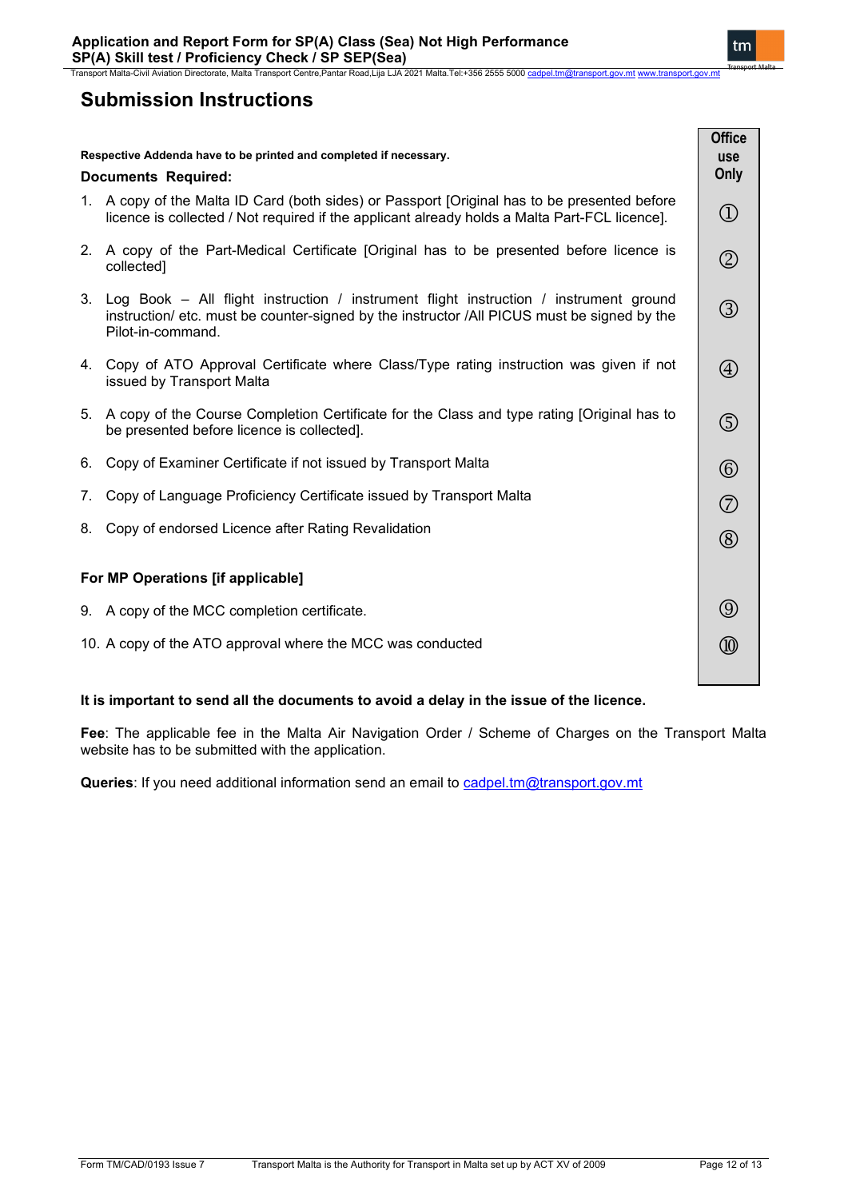## Submission Instructions

**Respective Addenda have to be printed and completed if necessary.**

**Documents Required:**

| | Office use Only |
|---|---|
| 1. A copy of the Malta ID Card (both sides) or Passport [Original has to be presented before licence is collected / Not required if the applicant already holds a Malta Part-FCL licence]. | ① |
| 2. A copy of the Part-Medical Certificate [Original has to be presented before licence is collected] | ② |
| 3. Log Book – All flight instruction / instrument flight instruction / instrument ground instruction/ etc. must be counter-signed by the instructor /All PICUS must be signed by the Pilot-in-command. | ③ |
| 4. Copy of ATO Approval Certificate where Class/Type rating instruction was given if not issued by Transport Malta | ④ |
| 5. A copy of the Course Completion Certificate for the Class and type rating [Original has to be presented before licence is collected]. | ⑤ |
| 6. Copy of Examiner Certificate if not issued by Transport Malta | ⑥ |
| 7. Copy of Language Proficiency Certificate issued by Transport Malta | ⑦ |
| 8. Copy of endorsed Licence after Rating Revalidation | ⑧ |
| **For MP Operations [if applicable]** | |
| 9. A copy of the MCC completion certificate. | ⑨ |
| 10. A copy of the ATO approval where the MCC was conducted | ⑩ |

**It is important to send all the documents to avoid a delay in the issue of the licence.**

**Fee**: The applicable fee in the Malta Air Navigation Order / Scheme of Charges on the Transport Malta website has to be submitted with the application.

**Queries**: If you need additional information send an email to cadpel.tm@transport.gov.mt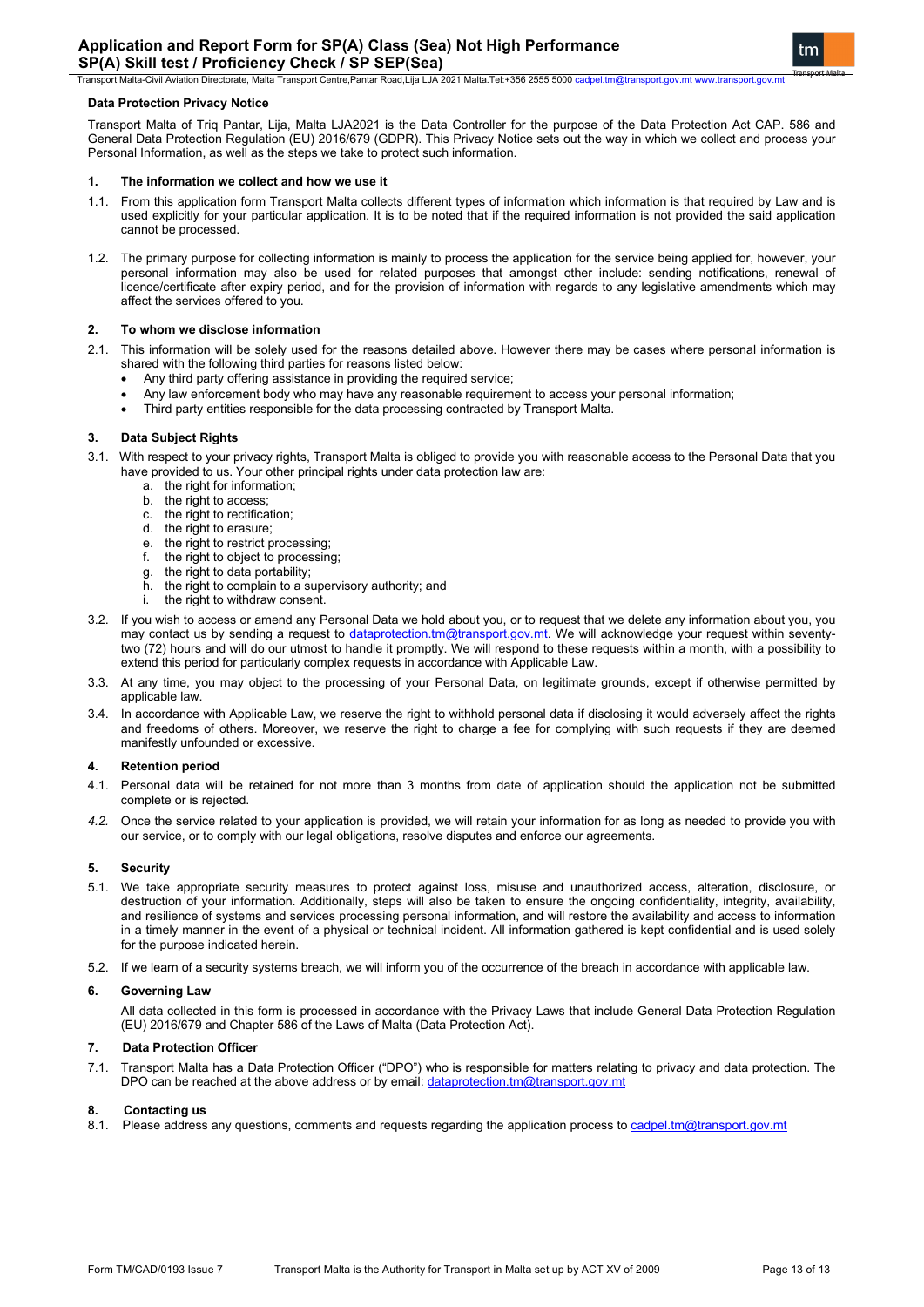## Data Protection Privacy Notice

Transport Malta of Triq Pantar, Lija, Malta LJA2021 is the Data Controller for the purpose of the Data Protection Act CAP. 586 and General Data Protection Regulation (EU) 2016/679 (GDPR). This Privacy Notice sets out the way in which we collect and process your Personal Information, as well as the steps we take to protect such information.

### 1. The information we collect and how we use it

1.1. From this application form Transport Malta collects different types of information which information is that required by Law and is used explicitly for your particular application. It is to be noted that if the required information is not provided the said application cannot be processed.

1.2. The primary purpose for collecting information is mainly to process the application for the service being applied for, however, your personal information may also be used for related purposes that amongst other include: sending notifications, renewal of licence/certificate after expiry period, and for the provision of information with regards to any legislative amendments which may affect the services offered to you.

### 2. To whom we disclose information

2.1. This information will be solely used for the reasons detailed above. However there may be cases where personal information is shared with the following third parties for reasons listed below:

- Any third party offering assistance in providing the required service;
- Any law enforcement body who may have any reasonable requirement to access your personal information;
- Third party entities responsible for the data processing contracted by Transport Malta.

### 3. Data Subject Rights

3.1. With respect to your privacy rights, Transport Malta is obliged to provide you with reasonable access to the Personal Data that you have provided to us. Your other principal rights under data protection law are:

a. the right for information;
b. the right to access;
c. the right to rectification;
d. the right to erasure;
e. the right to restrict processing;
f. the right to object to processing;
g. the right to data portability;
h. the right to complain to a supervisory authority; and
i. the right to withdraw consent.

3.2. If you wish to access or amend any Personal Data we hold about you, or to request that we delete any information about you, you may contact us by sending a request to dataprotection.tm@transport.gov.mt. We will acknowledge your request within seventy-two (72) hours and will do our utmost to handle it promptly. We will respond to these requests within a month, with a possibility to extend this period for particularly complex requests in accordance with Applicable Law.

3.3. At any time, you may object to the processing of your Personal Data, on legitimate grounds, except if otherwise permitted by applicable law.

3.4. In accordance with Applicable Law, we reserve the right to withhold personal data if disclosing it would adversely affect the rights and freedoms of others. Moreover, we reserve the right to charge a fee for complying with such requests if they are deemed manifestly unfounded or excessive.

### 4. Retention period

4.1. Personal data will be retained for not more than 3 months from date of application should the application not be submitted complete or is rejected.

*4.2.* Once the service related to your application is provided, we will retain your information for as long as needed to provide you with our service, or to comply with our legal obligations, resolve disputes and enforce our agreements.

### 5. Security

5.1. We take appropriate security measures to protect against loss, misuse and unauthorized access, alteration, disclosure, or destruction of your information. Additionally, steps will also be taken to ensure the ongoing confidentiality, integrity, availability, and resilience of systems and services processing personal information, and will restore the availability and access to information in a timely manner in the event of a physical or technical incident. All information gathered is kept confidential and is used solely for the purpose indicated herein.

5.2. If we learn of a security systems breach, we will inform you of the occurrence of the breach in accordance with applicable law.

### 6. Governing Law

All data collected in this form is processed in accordance with the Privacy Laws that include General Data Protection Regulation (EU) 2016/679 and Chapter 586 of the Laws of Malta (Data Protection Act).

### 7. Data Protection Officer

7.1. Transport Malta has a Data Protection Officer ("DPO") who is responsible for matters relating to privacy and data protection. The DPO can be reached at the above address or by email: dataprotection.tm@transport.gov.mt

### 8. Contacting us

8.1. Please address any questions, comments and requests regarding the application process to cadpel.tm@transport.gov.mt